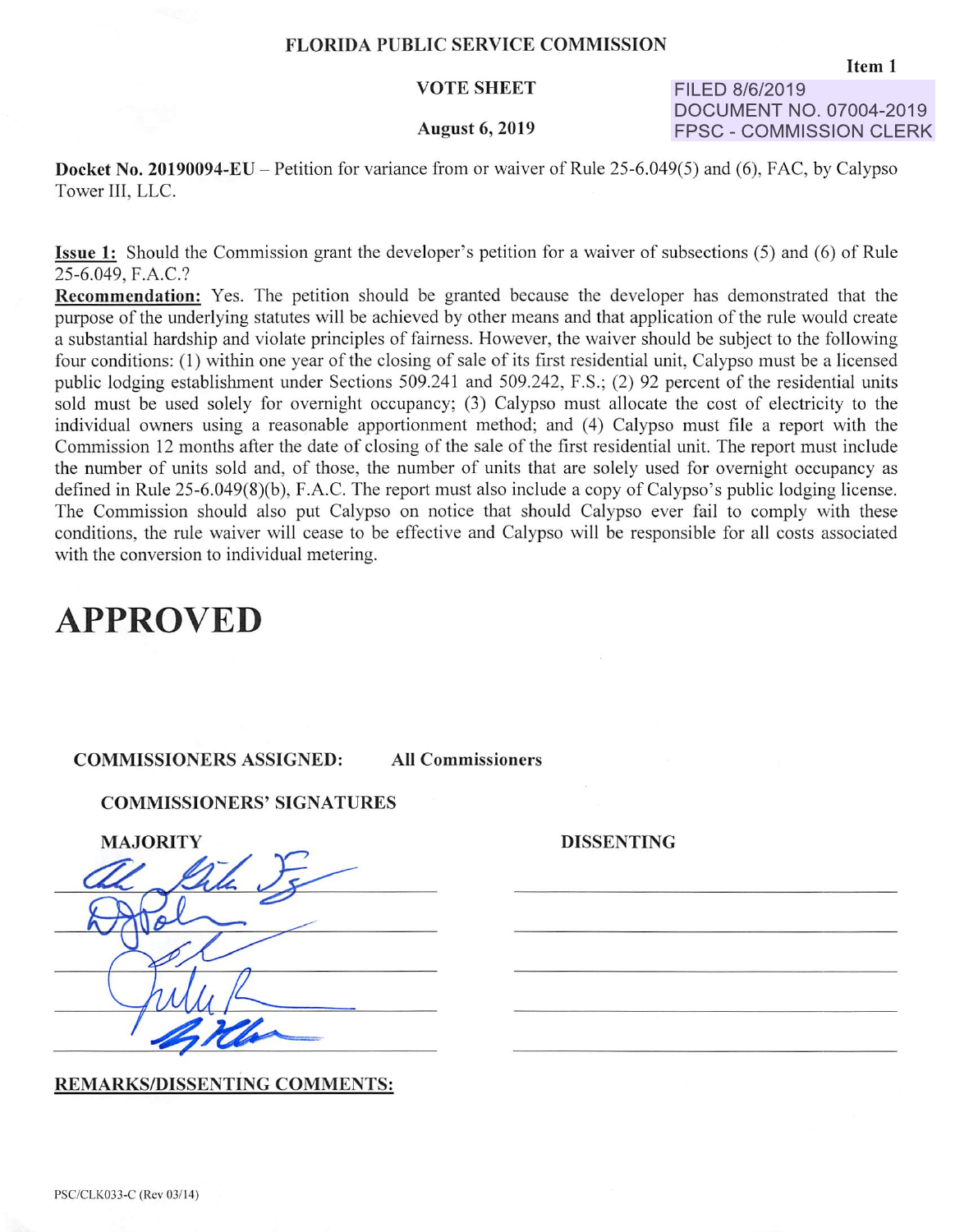**FLORIDA PUBLIC SERVICE COMMISSION**

Item 1

**VOTE SHEET**

FILED 8/6/2019
DOCUMENT NO. 07004-2019
FPSC - COMMISSION CLERK

**August 6, 2019**

**Docket No. 20190094-EU** – Petition for variance from or waiver of Rule 25-6.049(5) and (6), FAC, by Calypso Tower III, LLC.

**Issue 1:** Should the Commission grant the developer's petition for a waiver of subsections (5) and (6) of Rule 25-6.049, F.A.C.?

**Recommendation:** Yes. The petition should be granted because the developer has demonstrated that the purpose of the underlying statutes will be achieved by other means and that application of the rule would create a substantial hardship and violate principles of fairness. However, the waiver should be subject to the following four conditions: (1) within one year of the closing of sale of its first residential unit, Calypso must be a licensed public lodging establishment under Sections 509.241 and 509.242, F.S.; (2) 92 percent of the residential units sold must be used solely for overnight occupancy; (3) Calypso must allocate the cost of electricity to the individual owners using a reasonable apportionment method; and (4) Calypso must file a report with the Commission 12 months after the date of closing of the sale of the first residential unit. The report must include the number of units sold and, of those, the number of units that are solely used for overnight occupancy as defined in Rule 25-6.049(8)(b), F.A.C. The report must also include a copy of Calypso's public lodging license. The Commission should also put Calypso on notice that should Calypso ever fail to comply with these conditions, the rule waiver will cease to be effective and Calypso will be responsible for all costs associated with the conversion to individual metering.

# APPROVED

**COMMISSIONERS ASSIGNED:** **All Commissioners**

**COMMISSIONERS' SIGNATURES**

| MAJORITY | DISSENTING |
|---|---|
| [signature] | |
| [signature] | |
| [signature] | |
| [signature] | |
| [signature] | |

**REMARKS/DISSENTING COMMENTS:**

PSC/CLK033-C (Rev 03/14)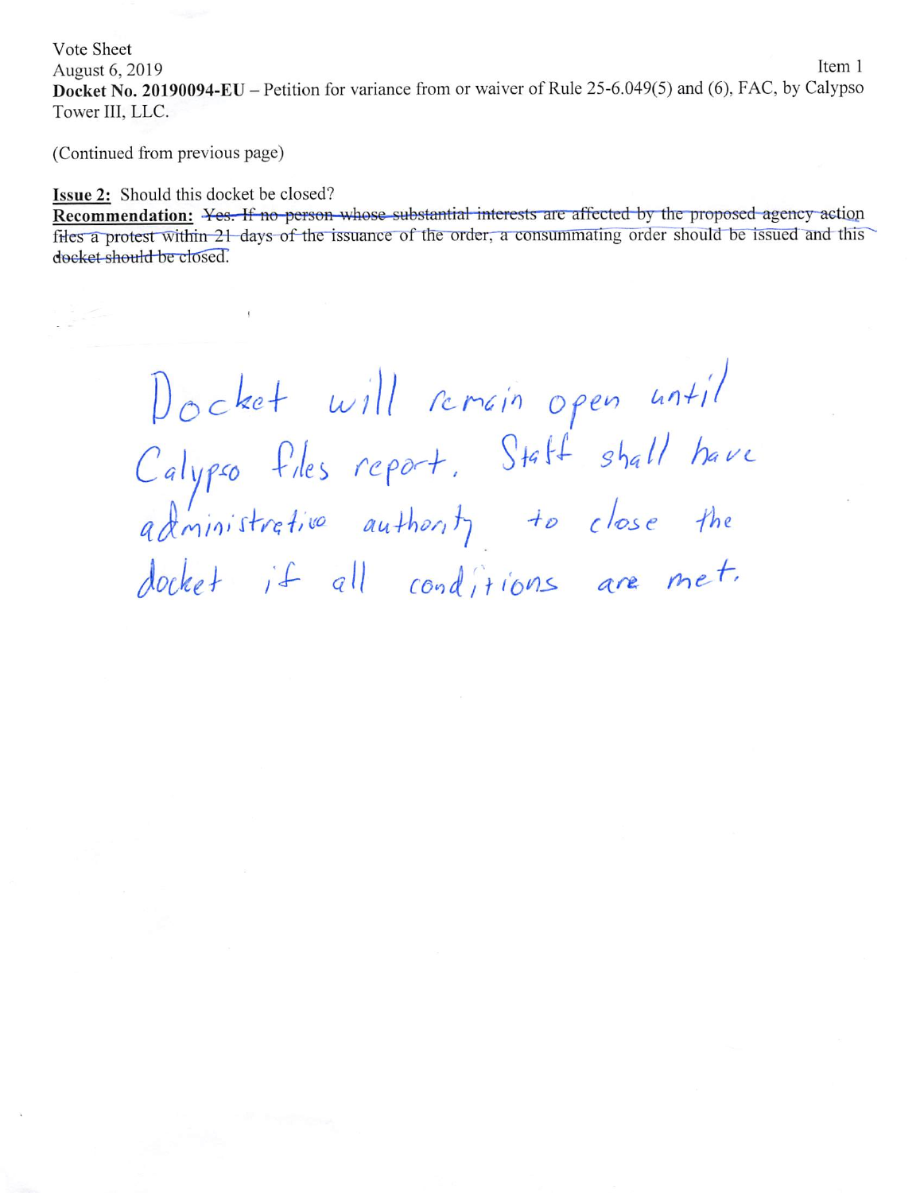Vote Sheet
August 6, 2019

Item 1

**Docket No. 20190094-EU** – Petition for variance from or waiver of Rule 25-6.049(5) and (6), FAC, by Calypso Tower III, LLC.

(Continued from previous page)

**Issue 2:** Should this docket be closed?

**Recommendation:** ~~Yes. If no person whose substantial interests are affected by the proposed agency action files a protest within 21 days of the issuance of the order, a consummating order should be issued and this docket should be closed.~~

Docket will remain open until Calypso files report. Staff shall have administrative authority to close the docket if all conditions are met.